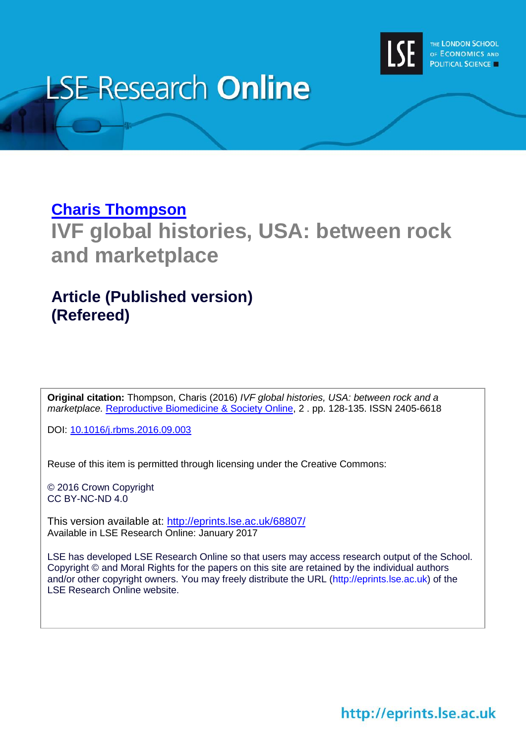# LSE Research Online

THE LONDON SCHOOL OF ECONOMICS AND POLITICAL SCIENCE

[Charis Thompson](#)

## IVF global histories, USA: between rock and marketplace

### Article (Published version) (Refereed)

**Original citation:** Thompson, Charis (2016) *IVF global histories, USA: between rock and a marketplace.* [Reproductive Biomedicine & Society Online](#), 2 . pp. 128-135. ISSN 2405-6618

DOI: [10.1016/j.rbms.2016.09.003](#)

Reuse of this item is permitted through licensing under the Creative Commons:

© 2016 Crown Copyright
CC BY-NC-ND 4.0

This version available at: [http://eprints.lse.ac.uk/68807/](http://eprints.lse.ac.uk/68807/)
Available in LSE Research Online: January 2017

LSE has developed LSE Research Online so that users may access research output of the School. Copyright © and Moral Rights for the papers on this site are retained by the individual authors and/or other copyright owners. You may freely distribute the URL (http://eprints.lse.ac.uk) of the LSE Research Online website.

http://eprints.lse.ac.uk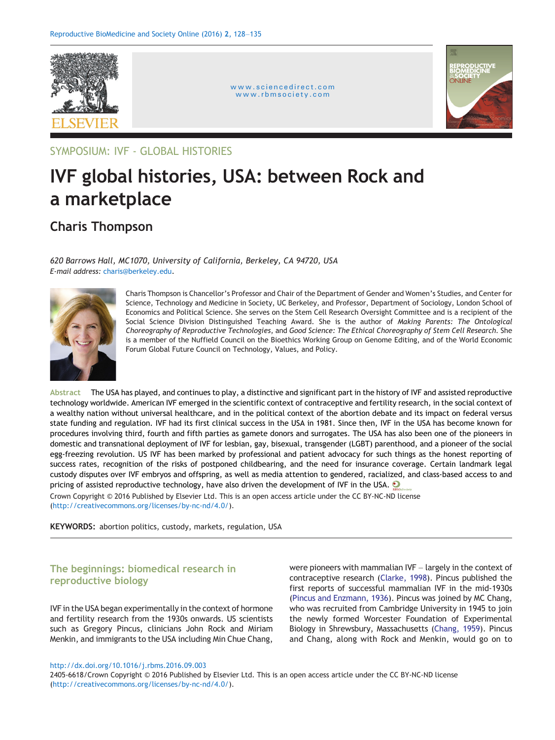## SYMPOSIUM: IVF - GLOBAL HISTORIES

# IVF global histories, USA: between Rock and a marketplace

## Charis Thompson

*620 Barrows Hall, MC1070, University of California, Berkeley, CA 94720, USA*
*E-mail address:* charis@berkeley.edu.

Charis Thompson is Chancellor's Professor and Chair of the Department of Gender and Women's Studies, and Center for Science, Technology and Medicine in Society, UC Berkeley, and Professor, Department of Sociology, London School of Economics and Political Science. She serves on the Stem Cell Research Oversight Committee and is a recipient of the Social Science Division Distinguished Teaching Award. She is the author of *Making Parents: The Ontological Choreography of Reproductive Technologies*, and *Good Science: The Ethical Choreography of Stem Cell Research*. She is a member of the Nuffield Council on the Bioethics Working Group on Genome Editing, and of the World Economic Forum Global Future Council on Technology, Values, and Policy.

**Abstract** The USA has played, and continues to play, a distinctive and significant part in the history of IVF and assisted reproductive technology worldwide. American IVF emerged in the scientific context of contraceptive and fertility research, in the social context of a wealthy nation without universal healthcare, and in the political context of the abortion debate and its impact on federal versus state funding and regulation. IVF had its first clinical success in the USA in 1981. Since then, IVF in the USA has become known for procedures involving third, fourth and fifth parties as gamete donors and surrogates. The USA has also been one of the pioneers in domestic and transnational deployment of IVF for lesbian, gay, bisexual, transgender (LGBT) parenthood, and a pioneer of the social egg-freezing revolution. US IVF has been marked by professional and patient advocacy for such things as the honest reporting of success rates, recognition of the risks of postponed childbearing, and the need for insurance coverage. Certain landmark legal custody disputes over IVF embryos and offspring, as well as media attention to gendered, racialized, and class-based access to and pricing of assisted reproductive technology, have also driven the development of IVF in the USA.

Crown Copyright © 2016 Published by Elsevier Ltd. This is an open access article under the CC BY-NC-ND license (http://creativecommons.org/licenses/by-nc-nd/4.0/).

**KEYWORDS:** abortion politics, custody, markets, regulation, USA

## The beginnings: biomedical research in reproductive biology

IVF in the USA began experimentally in the context of hormone and fertility research from the 1930s onwards. US scientists such as Gregory Pincus, clinicians John Rock and Miriam Menkin, and immigrants to the USA including Min Chue Chang, were pioneers with mammalian IVF – largely in the context of contraceptive research (Clarke, 1998). Pincus published the first reports of successful mammalian IVF in the mid-1930s (Pincus and Enzmann, 1936). Pincus was joined by MC Chang, who was recruited from Cambridge University in 1945 to join the newly formed Worcester Foundation of Experimental Biology in Shrewsbury, Massachusetts (Chang, 1959). Pincus and Chang, along with Rock and Menkin, would go on to

http://dx.doi.org/10.1016/j.rbms.2016.09.003
2405-6618/Crown Copyright © 2016 Published by Elsevier Ltd. This is an open access article under the CC BY-NC-ND license (http://creativecommons.org/licenses/by-nc-nd/4.0/).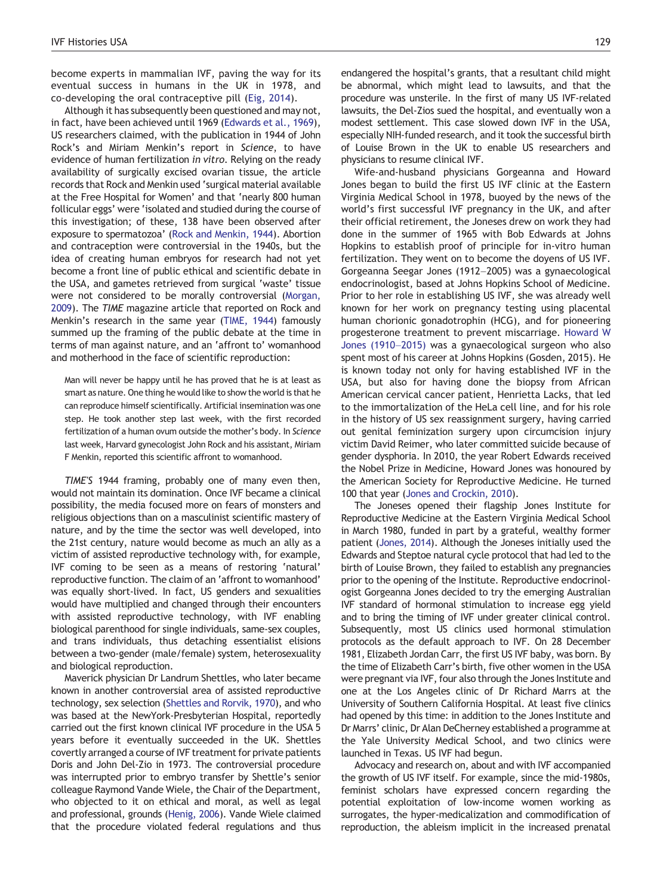become experts in mammalian IVF, paving the way for its eventual success in humans in the UK in 1978, and co-developing the oral contraceptive pill (Eig, 2014).

Although it has subsequently been questioned and may not, in fact, have been achieved until 1969 (Edwards et al., 1969), US researchers claimed, with the publication in 1944 of John Rock's and Miriam Menkin's report in *Science*, to have evidence of human fertilization *in vitro*. Relying on the ready availability of surgically excised ovarian tissue, the article records that Rock and Menkin used 'surgical material available at the Free Hospital for Women' and that 'nearly 800 human follicular eggs' were 'isolated and studied during the course of this investigation; of these, 138 have been observed after exposure to spermatozoa' (Rock and Menkin, 1944). Abortion and contraception were controversial in the 1940s, but the idea of creating human embryos for research had not yet become a front line of public ethical and scientific debate in the USA, and gametes retrieved from surgical 'waste' tissue were not considered to be morally controversial (Morgan, 2009). The *TIME* magazine article that reported on Rock and Menkin's research in the same year (TIME, 1944) famously summed up the framing of the public debate at the time in terms of man against nature, and an 'affront to' womanhood and motherhood in the face of scientific reproduction:

> Man will never be happy until he has proved that he is at least as smart as nature. One thing he would like to show the world is that he can reproduce himself scientifically. Artificial insemination was one step. He took another step last week, with the first recorded fertilization of a human ovum outside the mother's body. In *Science* last week, Harvard gynecologist John Rock and his assistant, Miriam F Menkin, reported this scientific affront to womanhood.

*TIME'S* 1944 framing, probably one of many even then, would not maintain its domination. Once IVF became a clinical possibility, the media focused more on fears of monsters and religious objections than on a masculinist scientific mastery of nature, and by the time the sector was well developed, into the 21st century, nature would become as much an ally as a victim of assisted reproductive technology with, for example, IVF coming to be seen as a means of restoring 'natural' reproductive function. The claim of an 'affront to womanhood' was equally short-lived. In fact, US genders and sexualities would have multiplied and changed through their encounters with assisted reproductive technology, with IVF enabling biological parenthood for single individuals, same-sex couples, and trans individuals, thus detaching essentialist elisions between a two-gender (male/female) system, heterosexuality and biological reproduction.

Maverick physician Dr Landrum Shettles, who later became known in another controversial area of assisted reproductive technology, sex selection (Shettles and Rorvik, 1970), and who was based at the NewYork-Presbyterian Hospital, reportedly carried out the first known clinical IVF procedure in the USA 5 years before it eventually succeeded in the UK. Shettles covertly arranged a course of IVF treatment for private patients Doris and John Del-Zio in 1973. The controversial procedure was interrupted prior to embryo transfer by Shettle's senior colleague Raymond Vande Wiele, the Chair of the Department, who objected to it on ethical and moral, as well as legal and professional, grounds (Henig, 2006). Vande Wiele claimed that the procedure violated federal regulations and thus endangered the hospital's grants, that a resultant child might be abnormal, which might lead to lawsuits, and that the procedure was unsterile. In the first of many US IVF-related lawsuits, the Del-Zios sued the hospital, and eventually won a modest settlement. This case slowed down IVF in the USA, especially NIH-funded research, and it took the successful birth of Louise Brown in the UK to enable US researchers and physicians to resume clinical IVF.

Wife-and-husband physicians Gorgeanna and Howard Jones began to build the first US IVF clinic at the Eastern Virginia Medical School in 1978, buoyed by the news of the world's first successful IVF pregnancy in the UK, and after their official retirement, the Joneses drew on work they had done in the summer of 1965 with Bob Edwards at Johns Hopkins to establish proof of principle for in-vitro human fertilization. They went on to become the doyens of US IVF. Gorgeanna Seegar Jones (1912–2005) was a gynaecological endocrinologist, based at Johns Hopkins School of Medicine. Prior to her role in establishing US IVF, she was already well known for her work on pregnancy testing using placental human chorionic gonadotrophin (HCG), and for pioneering progesterone treatment to prevent miscarriage. Howard W Jones (1910–2015) was a gynaecological surgeon who also spent most of his career at Johns Hopkins (Gosden, 2015). He is known today not only for having established IVF in the USA, but also for having done the biopsy from African American cervical cancer patient, Henrietta Lacks, that led to the immortalization of the HeLa cell line, and for his role in the history of US sex reassignment surgery, having carried out genital feminization surgery upon circumcision injury victim David Reimer, who later committed suicide because of gender dysphoria. In 2010, the year Robert Edwards received the Nobel Prize in Medicine, Howard Jones was honoured by the American Society for Reproductive Medicine. He turned 100 that year (Jones and Crockin, 2010).

The Joneses opened their flagship Jones Institute for Reproductive Medicine at the Eastern Virginia Medical School in March 1980, funded in part by a grateful, wealthy former patient (Jones, 2014). Although the Joneses initially used the Edwards and Steptoe natural cycle protocol that had led to the birth of Louise Brown, they failed to establish any pregnancies prior to the opening of the Institute. Reproductive endocrinologist Gorgeanna Jones decided to try the emerging Australian IVF standard of hormonal stimulation to increase egg yield and to bring the timing of IVF under greater clinical control. Subsequently, most US clinics used hormonal stimulation protocols as the default approach to IVF. On 28 December 1981, Elizabeth Jordan Carr, the first US IVF baby, was born. By the time of Elizabeth Carr's birth, five other women in the USA were pregnant via IVF, four also through the Jones Institute and one at the Los Angeles clinic of Dr Richard Marrs at the University of Southern California Hospital. At least five clinics had opened by this time: in addition to the Jones Institute and Dr Marrs' clinic, Dr Alan DeCherney established a programme at the Yale University Medical School, and two clinics were launched in Texas. US IVF had begun.

Advocacy and research on, about and with IVF accompanied the growth of US IVF itself. For example, since the mid-1980s, feminist scholars have expressed concern regarding the potential exploitation of low-income women working as surrogates, the hyper-medicalization and commodification of reproduction, the ableism implicit in the increased prenatal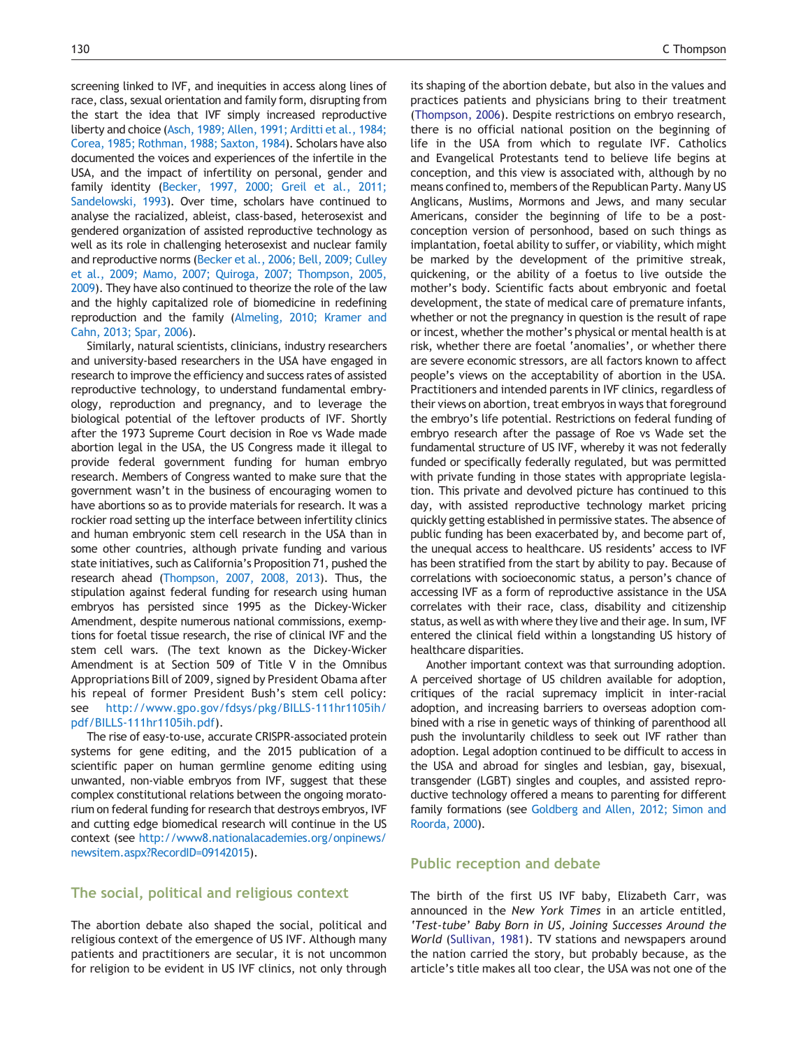screening linked to IVF, and inequities in access along lines of race, class, sexual orientation and family form, disrupting from the start the idea that IVF simply increased reproductive liberty and choice (Asch, 1989; Allen, 1991; Arditti et al., 1984; Corea, 1985; Rothman, 1988; Saxton, 1984). Scholars have also documented the voices and experiences of the infertile in the USA, and the impact of infertility on personal, gender and family identity (Becker, 1997, 2000; Greil et al., 2011; Sandelowski, 1993). Over time, scholars have continued to analyse the racialized, ableist, class-based, heterosexist and gendered organization of assisted reproductive technology as well as its role in challenging heterosexist and nuclear family and reproductive norms (Becker et al., 2006; Bell, 2009; Culley et al., 2009; Mamo, 2007; Quiroga, 2007; Thompson, 2005, 2009). They have also continued to theorize the role of the law and the highly capitalized role of biomedicine in redefining reproduction and the family (Almeling, 2010; Kramer and Cahn, 2013; Spar, 2006).

Similarly, natural scientists, clinicians, industry researchers and university-based researchers in the USA have engaged in research to improve the efficiency and success rates of assisted reproductive technology, to understand fundamental embryology, reproduction and pregnancy, and to leverage the biological potential of the leftover products of IVF. Shortly after the 1973 Supreme Court decision in Roe vs Wade made abortion legal in the USA, the US Congress made it illegal to provide federal government funding for human embryo research. Members of Congress wanted to make sure that the government wasn't in the business of encouraging women to have abortions so as to provide materials for research. It was a rockier road setting up the interface between infertility clinics and human embryonic stem cell research in the USA than in some other countries, although private funding and various state initiatives, such as California's Proposition 71, pushed the research ahead (Thompson, 2007, 2008, 2013). Thus, the stipulation against federal funding for research using human embryos has persisted since 1995 as the Dickey-Wicker Amendment, despite numerous national commissions, exemptions for foetal tissue research, the rise of clinical IVF and the stem cell wars. (The text known as the Dickey-Wicker Amendment is at Section 509 of Title V in the Omnibus Appropriations Bill of 2009, signed by President Obama after his repeal of former President Bush's stem cell policy: see http://www.gpo.gov/fdsys/pkg/BILLS-111hr1105ih/pdf/BILLS-111hr1105ih.pdf).

The rise of easy-to-use, accurate CRISPR-associated protein systems for gene editing, and the 2015 publication of a scientific paper on human germline genome editing using unwanted, non-viable embryos from IVF, suggest that these complex constitutional relations between the ongoing moratorium on federal funding for research that destroys embryos, IVF and cutting edge biomedical research will continue in the US context (see http://www8.nationalacademies.org/onpinews/newsitem.aspx?RecordID=09142015).

## The social, political and religious context

The abortion debate also shaped the social, political and religious context of the emergence of US IVF. Although many patients and practitioners are secular, it is not uncommon for religion to be evident in US IVF clinics, not only through its shaping of the abortion debate, but also in the values and practices patients and physicians bring to their treatment (Thompson, 2006). Despite restrictions on embryo research, there is no official national position on the beginning of life in the USA from which to regulate IVF. Catholics and Evangelical Protestants tend to believe life begins at conception, and this view is associated with, although by no means confined to, members of the Republican Party. Many US Anglicans, Muslims, Mormons and Jews, and many secular Americans, consider the beginning of life to be a post-conception version of personhood, based on such things as implantation, foetal ability to suffer, or viability, which might be marked by the development of the primitive streak, quickening, or the ability of a foetus to live outside the mother's body. Scientific facts about embryonic and foetal development, the state of medical care of premature infants, whether or not the pregnancy in question is the result of rape or incest, whether the mother's physical or mental health is at risk, whether there are foetal 'anomalies', or whether there are severe economic stressors, are all factors known to affect people's views on the acceptability of abortion in the USA. Practitioners and intended parents in IVF clinics, regardless of their views on abortion, treat embryos in ways that foreground the embryo's life potential. Restrictions on federal funding of embryo research after the passage of Roe vs Wade set the fundamental structure of US IVF, whereby it was not federally funded or specifically federally regulated, but was permitted with private funding in those states with appropriate legislation. This private and devolved picture has continued to this day, with assisted reproductive technology market pricing quickly getting established in permissive states. The absence of public funding has been exacerbated by, and become part of, the unequal access to healthcare. US residents' access to IVF has been stratified from the start by ability to pay. Because of correlations with socioeconomic status, a person's chance of accessing IVF as a form of reproductive assistance in the USA correlates with their race, class, disability and citizenship status, as well as with where they live and their age. In sum, IVF entered the clinical field within a longstanding US history of healthcare disparities.

Another important context was that surrounding adoption. A perceived shortage of US children available for adoption, critiques of the racial supremacy implicit in inter-racial adoption, and increasing barriers to overseas adoption combined with a rise in genetic ways of thinking of parenthood all push the involuntarily childless to seek out IVF rather than adoption. Legal adoption continued to be difficult to access in the USA and abroad for singles and lesbian, gay, bisexual, transgender (LGBT) singles and couples, and assisted reproductive technology offered a means to parenting for different family formations (see Goldberg and Allen, 2012; Simon and Roorda, 2000).

## Public reception and debate

The birth of the first US IVF baby, Elizabeth Carr, was announced in the *New York Times* in an article entitled, *'Test-tube' Baby Born in US, Joining Successes Around the World* (Sullivan, 1981). TV stations and newspapers around the nation carried the story, but probably because, as the article's title makes all too clear, the USA was not one of the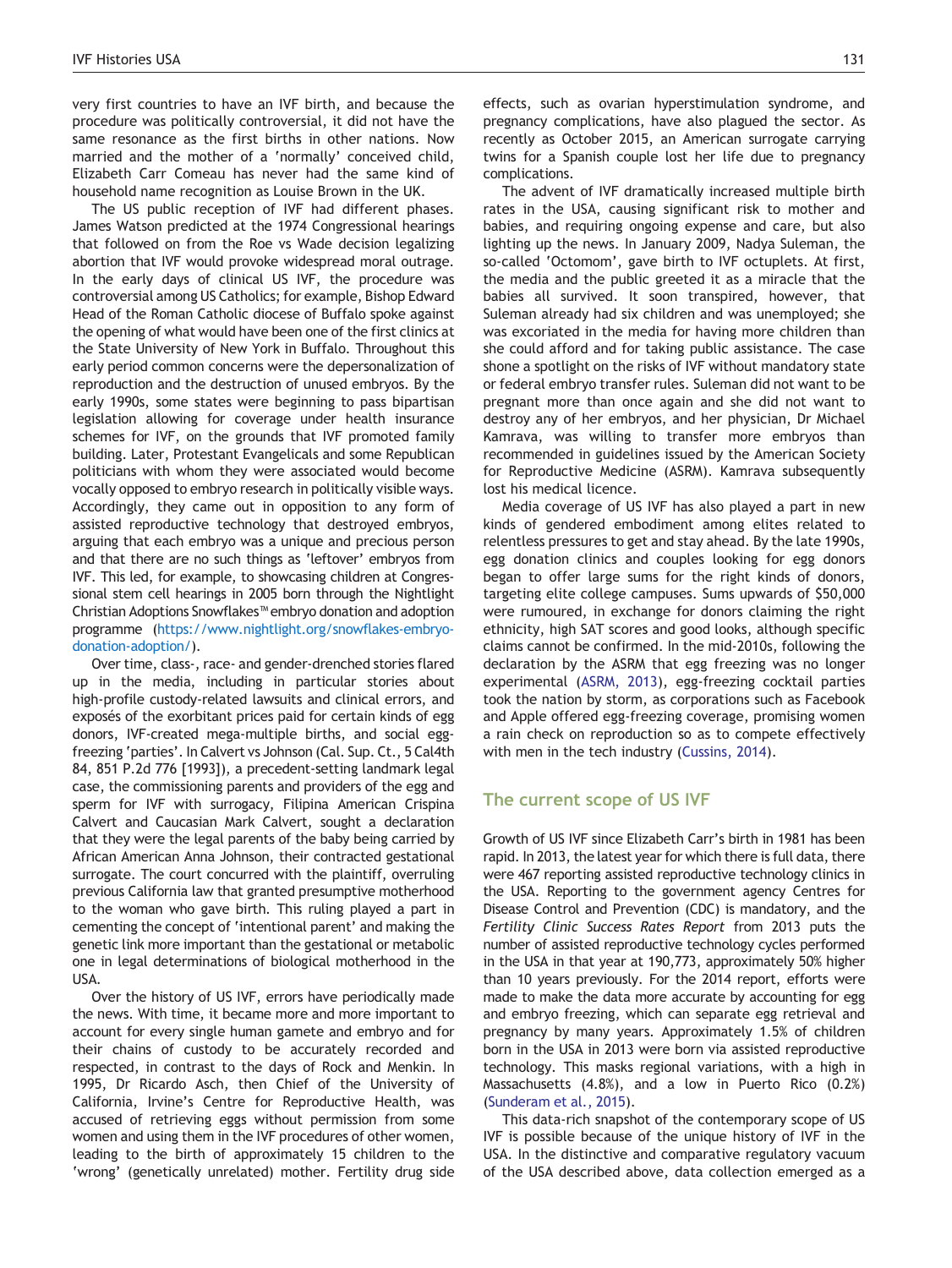very first countries to have an IVF birth, and because the procedure was politically controversial, it did not have the same resonance as the first births in other nations. Now married and the mother of a 'normally' conceived child, Elizabeth Carr Comeau has never had the same kind of household name recognition as Louise Brown in the UK.

The US public reception of IVF had different phases. James Watson predicted at the 1974 Congressional hearings that followed on from the Roe vs Wade decision legalizing abortion that IVF would provoke widespread moral outrage. In the early days of clinical US IVF, the procedure was controversial among US Catholics; for example, Bishop Edward Head of the Roman Catholic diocese of Buffalo spoke against the opening of what would have been one of the first clinics at the State University of New York in Buffalo. Throughout this early period common concerns were the depersonalization of reproduction and the destruction of unused embryos. By the early 1990s, some states were beginning to pass bipartisan legislation allowing for coverage under health insurance schemes for IVF, on the grounds that IVF promoted family building. Later, Protestant Evangelicals and some Republican politicians with whom they were associated would become vocally opposed to embryo research in politically visible ways. Accordingly, they came out in opposition to any form of assisted reproductive technology that destroyed embryos, arguing that each embryo was a unique and precious person and that there are no such things as 'leftover' embryos from IVF. This led, for example, to showcasing children at Congressional stem cell hearings in 2005 born through the Nightlight Christian Adoptions Snowflakes™ embryo donation and adoption programme (https://www.nightlight.org/snowflakes-embryo-donation-adoption/).

Over time, class-, race- and gender-drenched stories flared up in the media, including in particular stories about high-profile custody-related lawsuits and clinical errors, and exposés of the exorbitant prices paid for certain kinds of egg donors, IVF-created mega-multiple births, and social egg-freezing 'parties'. In Calvert vs Johnson (Cal. Sup. Ct., 5 Cal4th 84, 851 P.2d 776 [1993]), a precedent-setting landmark legal case, the commissioning parents and providers of the egg and sperm for IVF with surrogacy, Filipina American Crispina Calvert and Caucasian Mark Calvert, sought a declaration that they were the legal parents of the baby being carried by African American Anna Johnson, their contracted gestational surrogate. The court concurred with the plaintiff, overruling previous California law that granted presumptive motherhood to the woman who gave birth. This ruling played a part in cementing the concept of 'intentional parent' and making the genetic link more important than the gestational or metabolic one in legal determinations of biological motherhood in the USA.

Over the history of US IVF, errors have periodically made the news. With time, it became more and more important to account for every single human gamete and embryo and for their chains of custody to be accurately recorded and respected, in contrast to the days of Rock and Menkin. In 1995, Dr Ricardo Asch, then Chief of the University of California, Irvine's Centre for Reproductive Health, was accused of retrieving eggs without permission from some women and using them in the IVF procedures of other women, leading to the birth of approximately 15 children to the 'wrong' (genetically unrelated) mother. Fertility drug side effects, such as ovarian hyperstimulation syndrome, and pregnancy complications, have also plagued the sector. As recently as October 2015, an American surrogate carrying twins for a Spanish couple lost her life due to pregnancy complications.

The advent of IVF dramatically increased multiple birth rates in the USA, causing significant risk to mother and babies, and requiring ongoing expense and care, but also lighting up the news. In January 2009, Nadya Suleman, the so-called 'Octomom', gave birth to IVF octuplets. At first, the media and the public greeted it as a miracle that the babies all survived. It soon transpired, however, that Suleman already had six children and was unemployed; she was excoriated in the media for having more children than she could afford and for taking public assistance. The case shone a spotlight on the risks of IVF without mandatory state or federal embryo transfer rules. Suleman did not want to be pregnant more than once again and she did not want to destroy any of her embryos, and her physician, Dr Michael Kamrava, was willing to transfer more embryos than recommended in guidelines issued by the American Society for Reproductive Medicine (ASRM). Kamrava subsequently lost his medical licence.

Media coverage of US IVF has also played a part in new kinds of gendered embodiment among elites related to relentless pressures to get and stay ahead. By the late 1990s, egg donation clinics and couples looking for egg donors began to offer large sums for the right kinds of donors, targeting elite college campuses. Sums upwards of $50,000 were rumoured, in exchange for donors claiming the right ethnicity, high SAT scores and good looks, although specific claims cannot be confirmed. In the mid-2010s, following the declaration by the ASRM that egg freezing was no longer experimental (ASRM, 2013), egg-freezing cocktail parties took the nation by storm, as corporations such as Facebook and Apple offered egg-freezing coverage, promising women a rain check on reproduction so as to compete effectively with men in the tech industry (Cussins, 2014).

## The current scope of US IVF

Growth of US IVF since Elizabeth Carr's birth in 1981 has been rapid. In 2013, the latest year for which there is full data, there were 467 reporting assisted reproductive technology clinics in the USA. Reporting to the government agency Centres for Disease Control and Prevention (CDC) is mandatory, and the *Fertility Clinic Success Rates Report* from 2013 puts the number of assisted reproductive technology cycles performed in the USA in that year at 190,773, approximately 50% higher than 10 years previously. For the 2014 report, efforts were made to make the data more accurate by accounting for egg and embryo freezing, which can separate egg retrieval and pregnancy by many years. Approximately 1.5% of children born in the USA in 2013 were born via assisted reproductive technology. This masks regional variations, with a high in Massachusetts (4.8%), and a low in Puerto Rico (0.2%) (Sunderam et al., 2015).

This data-rich snapshot of the contemporary scope of US IVF is possible because of the unique history of IVF in the USA. In the distinctive and comparative regulatory vacuum of the USA described above, data collection emerged as a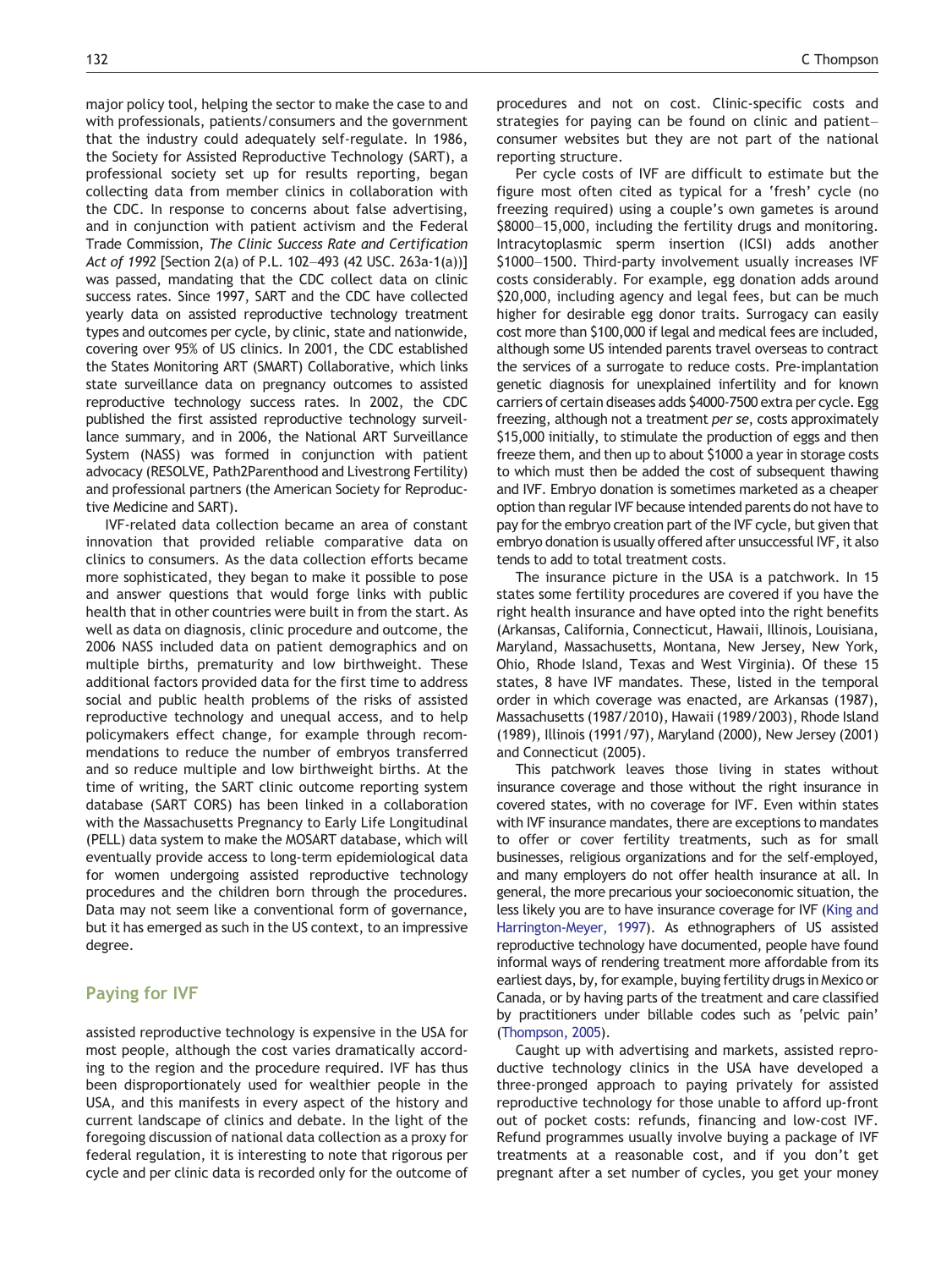major policy tool, helping the sector to make the case to and with professionals, patients/consumers and the government that the industry could adequately self-regulate. In 1986, the Society for Assisted Reproductive Technology (SART), a professional society set up for results reporting, began collecting data from member clinics in collaboration with the CDC. In response to concerns about false advertising, and in conjunction with patient activism and the Federal Trade Commission, *The Clinic Success Rate and Certification Act of 1992* [Section 2(a) of P.L. 102–493 (42 USC. 263a-1(a))] was passed, mandating that the CDC collect data on clinic success rates. Since 1997, SART and the CDC have collected yearly data on assisted reproductive technology treatment types and outcomes per cycle, by clinic, state and nationwide, covering over 95% of US clinics. In 2001, the CDC established the States Monitoring ART (SMART) Collaborative, which links state surveillance data on pregnancy outcomes to assisted reproductive technology success rates. In 2002, the CDC published the first assisted reproductive technology surveillance summary, and in 2006, the National ART Surveillance System (NASS) was formed in conjunction with patient advocacy (RESOLVE, Path2Parenthood and Livestrong Fertility) and professional partners (the American Society for Reproductive Medicine and SART).

IVF-related data collection became an area of constant innovation that provided reliable comparative data on clinics to consumers. As the data collection efforts became more sophisticated, they began to make it possible to pose and answer questions that would forge links with public health that in other countries were built in from the start. As well as data on diagnosis, clinic procedure and outcome, the 2006 NASS included data on patient demographics and on multiple births, prematurity and low birthweight. These additional factors provided data for the first time to address social and public health problems of the risks of assisted reproductive technology and unequal access, and to help policymakers effect change, for example through recommendations to reduce the number of embryos transferred and so reduce multiple and low birthweight births. At the time of writing, the SART clinic outcome reporting system database (SART CORS) has been linked in a collaboration with the Massachusetts Pregnancy to Early Life Longitudinal (PELL) data system to make the MOSART database, which will eventually provide access to long-term epidemiological data for women undergoing assisted reproductive technology procedures and the children born through the procedures. Data may not seem like a conventional form of governance, but it has emerged as such in the US context, to an impressive degree.

## Paying for IVF

assisted reproductive technology is expensive in the USA for most people, although the cost varies dramatically according to the region and the procedure required. IVF has thus been disproportionately used for wealthier people in the USA, and this manifests in every aspect of the history and current landscape of clinics and debate. In the light of the foregoing discussion of national data collection as a proxy for federal regulation, it is interesting to note that rigorous per cycle and per clinic data is recorded only for the outcome of procedures and not on cost. Clinic-specific costs and strategies for paying can be found on clinic and patient–consumer websites but they are not part of the national reporting structure.

Per cycle costs of IVF are difficult to estimate but the figure most often cited as typical for a 'fresh' cycle (no freezing required) using a couple's own gametes is around \$8000–15,000, including the fertility drugs and monitoring. Intracytoplasmic sperm insertion (ICSI) adds another \$1000–1500. Third-party involvement usually increases IVF costs considerably. For example, egg donation adds around \$20,000, including agency and legal fees, but can be much higher for desirable egg donor traits. Surrogacy can easily cost more than \$100,000 if legal and medical fees are included, although some US intended parents travel overseas to contract the services of a surrogate to reduce costs. Pre-implantation genetic diagnosis for unexplained infertility and for known carriers of certain diseases adds \$4000-7500 extra per cycle. Egg freezing, although not a treatment *per se*, costs approximately \$15,000 initially, to stimulate the production of eggs and then freeze them, and then up to about \$1000 a year in storage costs to which must then be added the cost of subsequent thawing and IVF. Embryo donation is sometimes marketed as a cheaper option than regular IVF because intended parents do not have to pay for the embryo creation part of the IVF cycle, but given that embryo donation is usually offered after unsuccessful IVF, it also tends to add to total treatment costs.

The insurance picture in the USA is a patchwork. In 15 states some fertility procedures are covered if you have the right health insurance and have opted into the right benefits (Arkansas, California, Connecticut, Hawaii, Illinois, Louisiana, Maryland, Massachusetts, Montana, New Jersey, New York, Ohio, Rhode Island, Texas and West Virginia). Of these 15 states, 8 have IVF mandates. These, listed in the temporal order in which coverage was enacted, are Arkansas (1987), Massachusetts (1987/2010), Hawaii (1989/2003), Rhode Island (1989), Illinois (1991/97), Maryland (2000), New Jersey (2001) and Connecticut (2005).

This patchwork leaves those living in states without insurance coverage and those without the right insurance in covered states, with no coverage for IVF. Even within states with IVF insurance mandates, there are exceptions to mandates to offer or cover fertility treatments, such as for small businesses, religious organizations and for the self-employed, and many employers do not offer health insurance at all. In general, the more precarious your socioeconomic situation, the less likely you are to have insurance coverage for IVF (King and Harrington-Meyer, 1997). As ethnographers of US assisted reproductive technology have documented, people have found informal ways of rendering treatment more affordable from its earliest days, by, for example, buying fertility drugs in Mexico or Canada, or by having parts of the treatment and care classified by practitioners under billable codes such as 'pelvic pain' (Thompson, 2005).

Caught up with advertising and markets, assisted reproductive technology clinics in the USA have developed a three-pronged approach to paying privately for assisted reproductive technology for those unable to afford up-front out of pocket costs: refunds, financing and low-cost IVF. Refund programmes usually involve buying a package of IVF treatments at a reasonable cost, and if you don't get pregnant after a set number of cycles, you get your money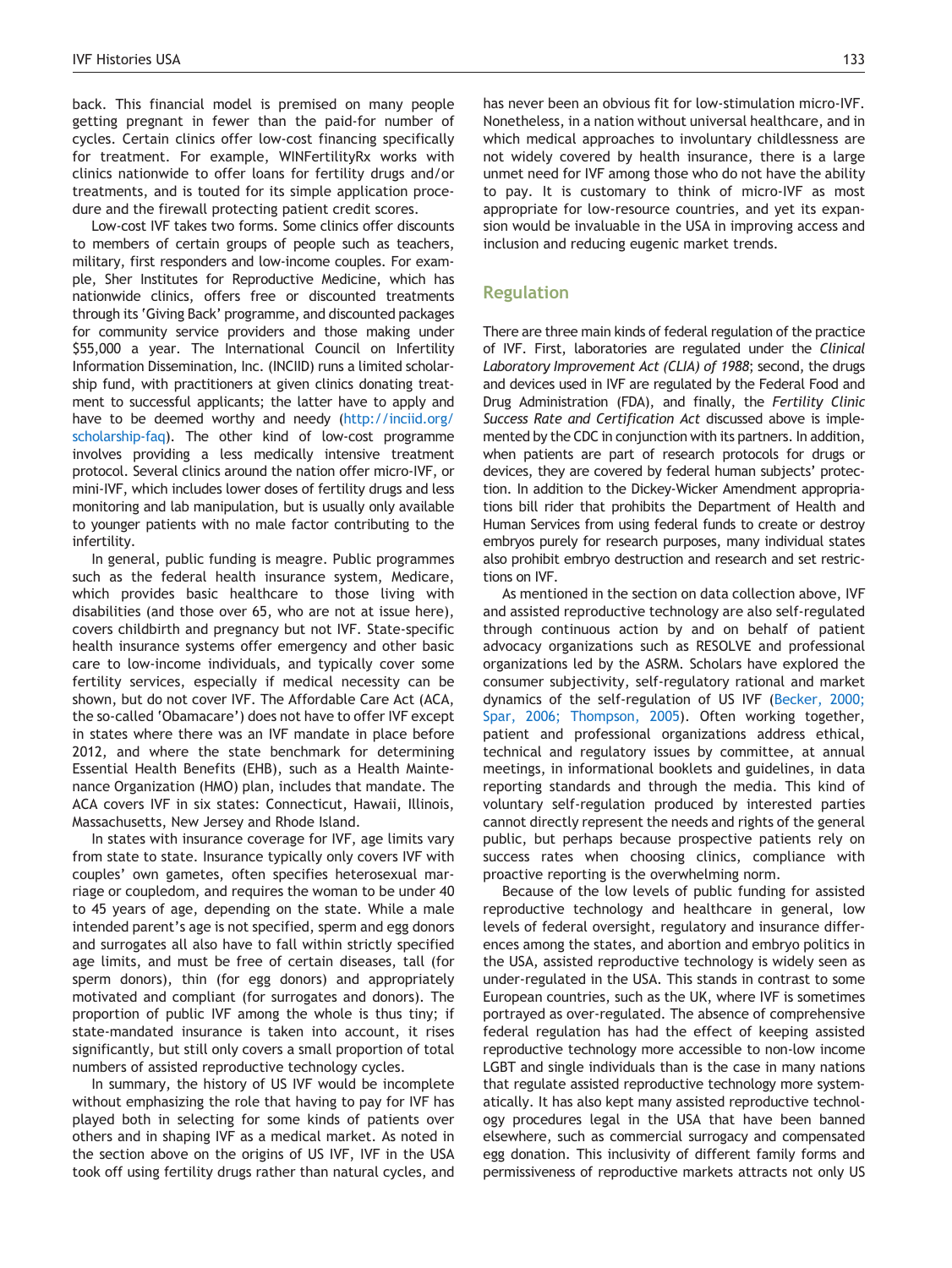back. This financial model is premised on many people getting pregnant in fewer than the paid-for number of cycles. Certain clinics offer low-cost financing specifically for treatment. For example, WINFertilityRx works with clinics nationwide to offer loans for fertility drugs and/or treatments, and is touted for its simple application procedure and the firewall protecting patient credit scores.

Low-cost IVF takes two forms. Some clinics offer discounts to members of certain groups of people such as teachers, military, first responders and low-income couples. For example, Sher Institutes for Reproductive Medicine, which has nationwide clinics, offers free or discounted treatments through its 'Giving Back' programme, and discounted packages for community service providers and those making under \$55,000 a year. The International Council on Infertility Information Dissemination, Inc. (INCIID) runs a limited scholarship fund, with practitioners at given clinics donating treatment to successful applicants; the latter have to apply and have to be deemed worthy and needy (http://inciid.org/scholarship-faq). The other kind of low-cost programme involves providing a less medically intensive treatment protocol. Several clinics around the nation offer micro-IVF, or mini-IVF, which includes lower doses of fertility drugs and less monitoring and lab manipulation, but is usually only available to younger patients with no male factor contributing to the infertility.

In general, public funding is meagre. Public programmes such as the federal health insurance system, Medicare, which provides basic healthcare to those living with disabilities (and those over 65, who are not at issue here), covers childbirth and pregnancy but not IVF. State-specific health insurance systems offer emergency and other basic care to low-income individuals, and typically cover some fertility services, especially if medical necessity can be shown, but do not cover IVF. The Affordable Care Act (ACA, the so-called 'Obamacare') does not have to offer IVF except in states where there was an IVF mandate in place before 2012, and where the state benchmark for determining Essential Health Benefits (EHB), such as a Health Maintenance Organization (HMO) plan, includes that mandate. The ACA covers IVF in six states: Connecticut, Hawaii, Illinois, Massachusetts, New Jersey and Rhode Island.

In states with insurance coverage for IVF, age limits vary from state to state. Insurance typically only covers IVF with couples' own gametes, often specifies heterosexual marriage or coupledom, and requires the woman to be under 40 to 45 years of age, depending on the state. While a male intended parent's age is not specified, sperm and egg donors and surrogates all also have to fall within strictly specified age limits, and must be free of certain diseases, tall (for sperm donors), thin (for egg donors) and appropriately motivated and compliant (for surrogates and donors). The proportion of public IVF among the whole is thus tiny; if state-mandated insurance is taken into account, it rises significantly, but still only covers a small proportion of total numbers of assisted reproductive technology cycles.

In summary, the history of US IVF would be incomplete without emphasizing the role that having to pay for IVF has played both in selecting for some kinds of patients over others and in shaping IVF as a medical market. As noted in the section above on the origins of US IVF, IVF in the USA took off using fertility drugs rather than natural cycles, and has never been an obvious fit for low-stimulation micro-IVF. Nonetheless, in a nation without universal healthcare, and in which medical approaches to involuntary childlessness are not widely covered by health insurance, there is a large unmet need for IVF among those who do not have the ability to pay. It is customary to think of micro-IVF as most appropriate for low-resource countries, and yet its expansion would be invaluable in the USA in improving access and inclusion and reducing eugenic market trends.

## Regulation

There are three main kinds of federal regulation of the practice of IVF. First, laboratories are regulated under the *Clinical Laboratory Improvement Act (CLIA) of 1988*; second, the drugs and devices used in IVF are regulated by the Federal Food and Drug Administration (FDA), and finally, the *Fertility Clinic Success Rate and Certification Act* discussed above is implemented by the CDC in conjunction with its partners. In addition, when patients are part of research protocols for drugs or devices, they are covered by federal human subjects' protection. In addition to the Dickey-Wicker Amendment appropriations bill rider that prohibits the Department of Health and Human Services from using federal funds to create or destroy embryos purely for research purposes, many individual states also prohibit embryo destruction and research and set restrictions on IVF.

As mentioned in the section on data collection above, IVF and assisted reproductive technology are also self-regulated through continuous action by and on behalf of patient advocacy organizations such as RESOLVE and professional organizations led by the ASRM. Scholars have explored the consumer subjectivity, self-regulatory rational and market dynamics of the self-regulation of US IVF (Becker, 2000; Spar, 2006; Thompson, 2005). Often working together, patient and professional organizations address ethical, technical and regulatory issues by committee, at annual meetings, in informational booklets and guidelines, in data reporting standards and through the media. This kind of voluntary self-regulation produced by interested parties cannot directly represent the needs and rights of the general public, but perhaps because prospective patients rely on success rates when choosing clinics, compliance with proactive reporting is the overwhelming norm.

Because of the low levels of public funding for assisted reproductive technology and healthcare in general, low levels of federal oversight, regulatory and insurance differences among the states, and abortion and embryo politics in the USA, assisted reproductive technology is widely seen as under-regulated in the USA. This stands in contrast to some European countries, such as the UK, where IVF is sometimes portrayed as over-regulated. The absence of comprehensive federal regulation has had the effect of keeping assisted reproductive technology more accessible to non-low income LGBT and single individuals than is the case in many nations that regulate assisted reproductive technology more systematically. It has also kept many assisted reproductive technology procedures legal in the USA that have been banned elsewhere, such as commercial surrogacy and compensated egg donation. This inclusivity of different family forms and permissiveness of reproductive markets attracts not only US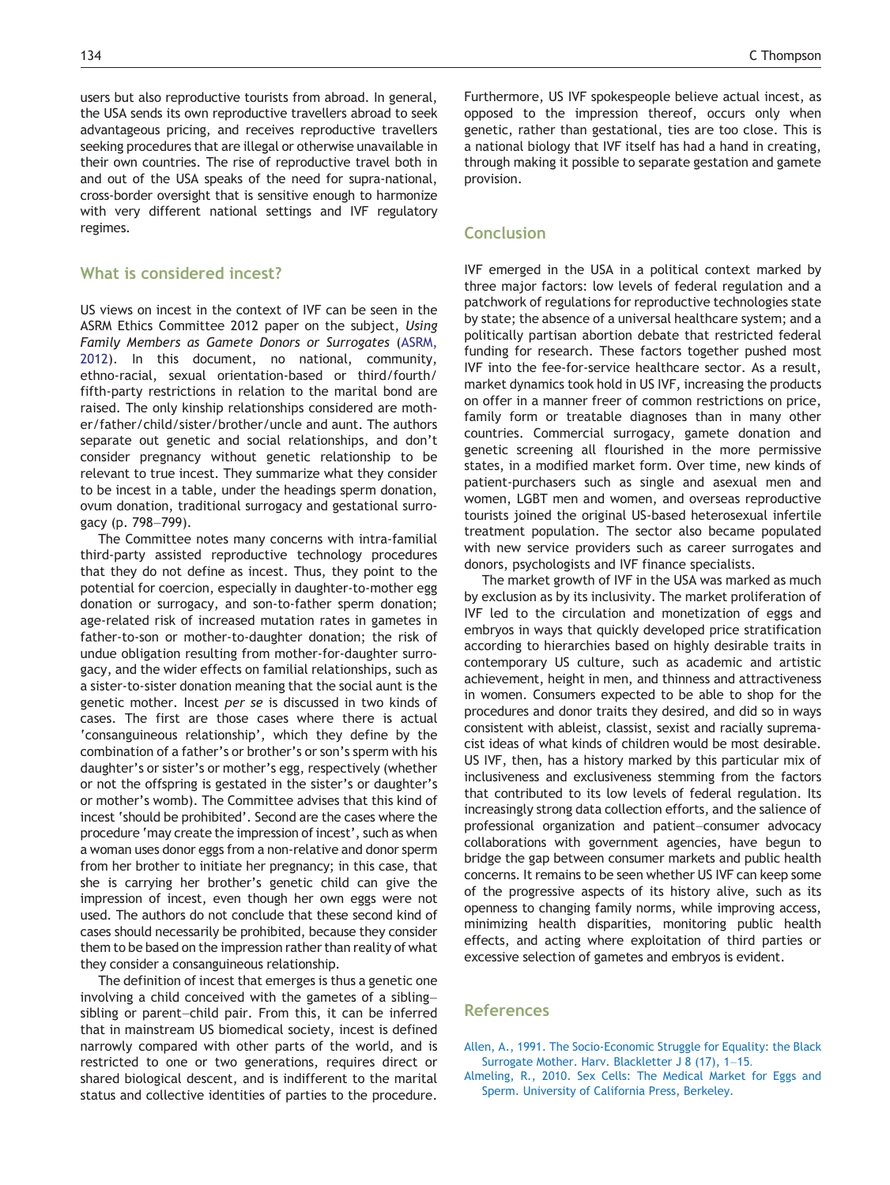users but also reproductive tourists from abroad. In general, the USA sends its own reproductive travellers abroad to seek advantageous pricing, and receives reproductive travellers seeking procedures that are illegal or otherwise unavailable in their own countries. The rise of reproductive travel both in and out of the USA speaks of the need for supra-national, cross-border oversight that is sensitive enough to harmonize with very different national settings and IVF regulatory regimes.

## What is considered incest?

US views on incest in the context of IVF can be seen in the ASRM Ethics Committee 2012 paper on the subject, *Using Family Members as Gamete Donors or Surrogates* (ASRM, 2012). In this document, no national, community, ethno-racial, sexual orientation-based or third/fourth/fifth-party restrictions in relation to the marital bond are raised. The only kinship relationships considered are mother/father/child/sister/brother/uncle and aunt. The authors separate out genetic and social relationships, and don't consider pregnancy without genetic relationship to be relevant to true incest. They summarize what they consider to be incest in a table, under the headings sperm donation, ovum donation, traditional surrogacy and gestational surrogacy (p. 798–799).

The Committee notes many concerns with intra-familial third-party assisted reproductive technology procedures that they do not define as incest. Thus, they point to the potential for coercion, especially in daughter-to-mother egg donation or surrogacy, or son-to-father sperm donation; age-related risk of increased mutation rates in gametes in father-to-son or mother-to-daughter donation; the risk of undue obligation resulting from mother-for-daughter surrogacy, and the wider effects on familial relationships, such as a sister-to-sister donation meaning that the social aunt is the genetic mother. Incest *per se* is discussed in two kinds of cases. The first are those cases where there is actual 'consanguineous relationship', which they define by the combination of a father's or brother's or son's sperm with his daughter's or sister's or mother's egg, respectively (whether or not the offspring is gestated in the sister's or daughter's or mother's womb). The Committee advises that this kind of incest 'should be prohibited'. Second are the cases where the procedure 'may create the impression of incest', such as when a woman uses donor eggs from a non-relative and donor sperm from her brother to initiate her pregnancy; in this case, that she is carrying her brother's genetic child can give the impression of incest, even though her own eggs were not used. The authors do not conclude that these second kind of cases should necessarily be prohibited, because they consider them to be based on the impression rather than reality of what they consider a consanguineous relationship.

The definition of incest that emerges is thus a genetic one involving a child conceived with the gametes of a sibling–sibling or parent–child pair. From this, it can be inferred that in mainstream US biomedical society, incest is defined narrowly compared with other parts of the world, and is restricted to one or two generations, requires direct or shared biological descent, and is indifferent to the marital status and collective identities of parties to the procedure. Furthermore, US IVF spokespeople believe actual incest, as opposed to the impression thereof, occurs only when genetic, rather than gestational, ties are too close. This is a national biology that IVF itself has had a hand in creating, through making it possible to separate gestation and gamete provision.

## Conclusion

IVF emerged in the USA in a political context marked by three major factors: low levels of federal regulation and a patchwork of regulations for reproductive technologies state by state; the absence of a universal healthcare system; and a politically partisan abortion debate that restricted federal funding for research. These factors together pushed most IVF into the fee-for-service healthcare sector. As a result, market dynamics took hold in US IVF, increasing the products on offer in a manner freer of common restrictions on price, family form or treatable diagnoses than in many other countries. Commercial surrogacy, gamete donation and genetic screening all flourished in the more permissive states, in a modified market form. Over time, new kinds of patient-purchasers such as single and asexual men and women, LGBT men and women, and overseas reproductive tourists joined the original US-based heterosexual infertile treatment population. The sector also became populated with new service providers such as career surrogates and donors, psychologists and IVF finance specialists.

The market growth of IVF in the USA was marked as much by exclusion as by its inclusivity. The market proliferation of IVF led to the circulation and monetization of eggs and embryos in ways that quickly developed price stratification according to hierarchies based on highly desirable traits in contemporary US culture, such as academic and artistic achievement, height in men, and thinness and attractiveness in women. Consumers expected to be able to shop for the procedures and donor traits they desired, and did so in ways consistent with ableist, classist, sexist and racially supremacist ideas of what kinds of children would be most desirable. US IVF, then, has a history marked by this particular mix of inclusiveness and exclusiveness stemming from the factors that contributed to its low levels of federal regulation. Its increasingly strong data collection efforts, and the salience of professional organization and patient–consumer advocacy collaborations with government agencies, have begun to bridge the gap between consumer markets and public health concerns. It remains to be seen whether US IVF can keep some of the progressive aspects of its history alive, such as its openness to changing family norms, while improving access, minimizing health disparities, monitoring public health effects, and acting where exploitation of third parties or excessive selection of gametes and embryos is evident.

## References

Allen, A., 1991. The Socio-Economic Struggle for Equality: the Black Surrogate Mother. Harv. Blackletter J 8 (17), 1–15.

Almeling, R., 2010. Sex Cells: The Medical Market for Eggs and Sperm. University of California Press, Berkeley.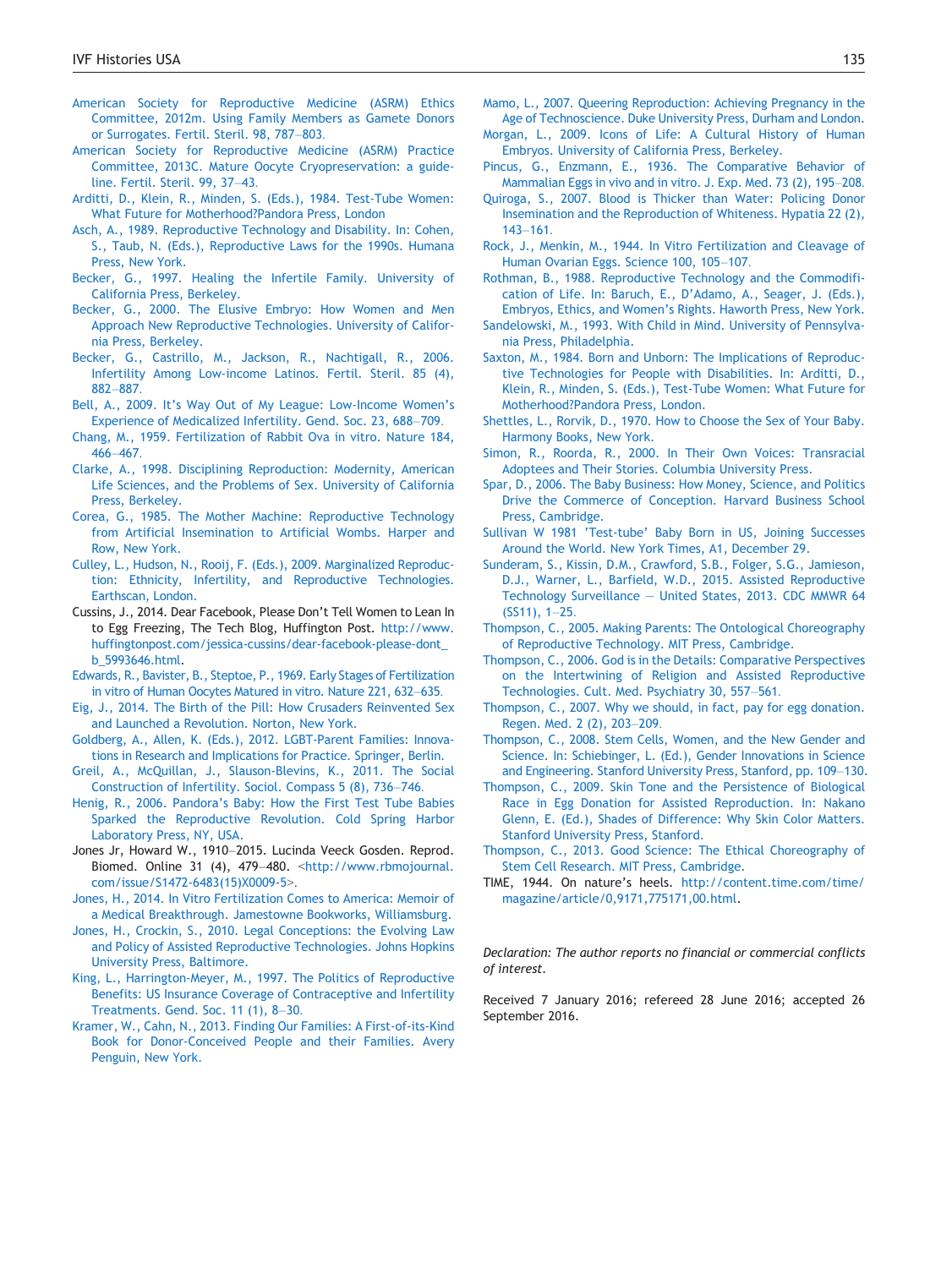American Society for Reproductive Medicine (ASRM) Ethics Committee, 2012m. Using Family Members as Gamete Donors or Surrogates. Fertil. Steril. 98, 787–803.

American Society for Reproductive Medicine (ASRM) Practice Committee, 2013C. Mature Oocyte Cryopreservation: a guideline. Fertil. Steril. 99, 37–43.

Arditti, D., Klein, R., Minden, S. (Eds.), 1984. Test-Tube Women: What Future for Motherhood?Pandora Press, London

Asch, A., 1989. Reproductive Technology and Disability. In: Cohen, S., Taub, N. (Eds.), Reproductive Laws for the 1990s. Humana Press, New York.

Becker, G., 1997. Healing the Infertile Family. University of California Press, Berkeley.

Becker, G., 2000. The Elusive Embryo: How Women and Men Approach New Reproductive Technologies. University of California Press, Berkeley.

Becker, G., Castrillo, M., Jackson, R., Nachtigall, R., 2006. Infertility Among Low-income Latinos. Fertil. Steril. 85 (4), 882–887.

Bell, A., 2009. It's Way Out of My League: Low-Income Women's Experience of Medicalized Infertility. Gend. Soc. 23, 688–709.

Chang, M., 1959. Fertilization of Rabbit Ova in vitro. Nature 184, 466–467.

Clarke, A., 1998. Disciplining Reproduction: Modernity, American Life Sciences, and the Problems of Sex. University of California Press, Berkeley.

Corea, G., 1985. The Mother Machine: Reproductive Technology from Artificial Insemination to Artificial Wombs. Harper and Row, New York.

Culley, L., Hudson, N., Rooij, F. (Eds.), 2009. Marginalized Reproduction: Ethnicity, Infertility, and Reproductive Technologies. Earthscan, London.

Cussins, J., 2014. Dear Facebook, Please Don't Tell Women to Lean In to Egg Freezing, The Tech Blog, Huffington Post. http://www.huffingtonpost.com/jessica-cussins/dear-facebook-please-dont_b_5993646.html.

Edwards, R., Bavister, B., Steptoe, P., 1969. Early Stages of Fertilization in vitro of Human Oocytes Matured in vitro. Nature 221, 632–635.

Eig, J., 2014. The Birth of the Pill: How Crusaders Reinvented Sex and Launched a Revolution. Norton, New York.

Goldberg, A., Allen, K. (Eds.), 2012. LGBT-Parent Families: Innovations in Research and Implications for Practice. Springer, Berlin.

Greil, A., McQuillan, J., Slauson-Blevins, K., 2011. The Social Construction of Infertility. Sociol. Compass 5 (8), 736–746.

Henig, R., 2006. Pandora's Baby: How the First Test Tube Babies Sparked the Reproductive Revolution. Cold Spring Harbor Laboratory Press, NY, USA.

Jones Jr, Howard W., 1910–2015. Lucinda Veeck Gosden. Reprod. Biomed. Online 31 (4), 479–480. <http://www.rbmojournal.com/issue/S1472-6483(15)X0009-5>.

Jones, H., 2014. In Vitro Fertilization Comes to America: Memoir of a Medical Breakthrough. Jamestowne Bookworks, Williamsburg.

Jones, H., Crockin, S., 2010. Legal Conceptions: the Evolving Law and Policy of Assisted Reproductive Technologies. Johns Hopkins University Press, Baltimore.

King, L., Harrington-Meyer, M., 1997. The Politics of Reproductive Benefits: US Insurance Coverage of Contraceptive and Infertility Treatments. Gend. Soc. 11 (1), 8–30.

Kramer, W., Cahn, N., 2013. Finding Our Families: A First-of-its-Kind Book for Donor-Conceived People and their Families. Avery Penguin, New York.

Mamo, L., 2007. Queering Reproduction: Achieving Pregnancy in the Age of Technoscience. Duke University Press, Durham and London.

Morgan, L., 2009. Icons of Life: A Cultural History of Human Embryos. University of California Press, Berkeley.

Pincus, G., Enzmann, E., 1936. The Comparative Behavior of Mammalian Eggs in vivo and in vitro. J. Exp. Med. 73 (2), 195–208.

Quiroga, S., 2007. Blood is Thicker than Water: Policing Donor Insemination and the Reproduction of Whiteness. Hypatia 22 (2), 143–161.

Rock, J., Menkin, M., 1944. In Vitro Fertilization and Cleavage of Human Ovarian Eggs. Science 100, 105–107.

Rothman, B., 1988. Reproductive Technology and the Commodification of Life. In: Baruch, E., D'Adamo, A., Seager, J. (Eds.), Embryos, Ethics, and Women's Rights. Haworth Press, New York.

Sandelowski, M., 1993. With Child in Mind. University of Pennsylvania Press, Philadelphia.

Saxton, M., 1984. Born and Unborn: The Implications of Reproductive Technologies for People with Disabilities. In: Arditti, D., Klein, R., Minden, S. (Eds.), Test-Tube Women: What Future for Motherhood?Pandora Press, London.

Shettles, L., Rorvik, D., 1970. How to Choose the Sex of Your Baby. Harmony Books, New York.

Simon, R., Roorda, R., 2000. In Their Own Voices: Transracial Adoptees and Their Stories. Columbia University Press.

Spar, D., 2006. The Baby Business: How Money, Science, and Politics Drive the Commerce of Conception. Harvard Business School Press, Cambridge.

Sullivan W 1981 'Test-tube' Baby Born in US, Joining Successes Around the World. New York Times, A1, December 29.

Sunderam, S., Kissin, D.M., Crawford, S.B., Folger, S.G., Jamieson, D.J., Warner, L., Barfield, W.D., 2015. Assisted Reproductive Technology Surveillance — United States, 2013. CDC MMWR 64 (SS11), 1–25.

Thompson, C., 2005. Making Parents: The Ontological Choreography of Reproductive Technology. MIT Press, Cambridge.

Thompson, C., 2006. God is in the Details: Comparative Perspectives on the Intertwining of Religion and Assisted Reproductive Technologies. Cult. Med. Psychiatry 30, 557–561.

Thompson, C., 2007. Why we should, in fact, pay for egg donation. Regen. Med. 2 (2), 203–209.

Thompson, C., 2008. Stem Cells, Women, and the New Gender and Science. In: Schiebinger, L. (Ed.), Gender Innovations in Science and Engineering. Stanford University Press, Stanford, pp. 109–130.

Thompson, C., 2009. Skin Tone and the Persistence of Biological Race in Egg Donation for Assisted Reproduction. In: Nakano Glenn, E. (Ed.), Shades of Difference: Why Skin Color Matters. Stanford University Press, Stanford.

Thompson, C., 2013. Good Science: The Ethical Choreography of Stem Cell Research. MIT Press, Cambridge.

TIME, 1944. On nature's heels. http://content.time.com/time/magazine/article/0,9171,775171,00.html.

*Declaration: The author reports no financial or commercial conflicts of interest.*

Received 7 January 2016; refereed 28 June 2016; accepted 26 September 2016.